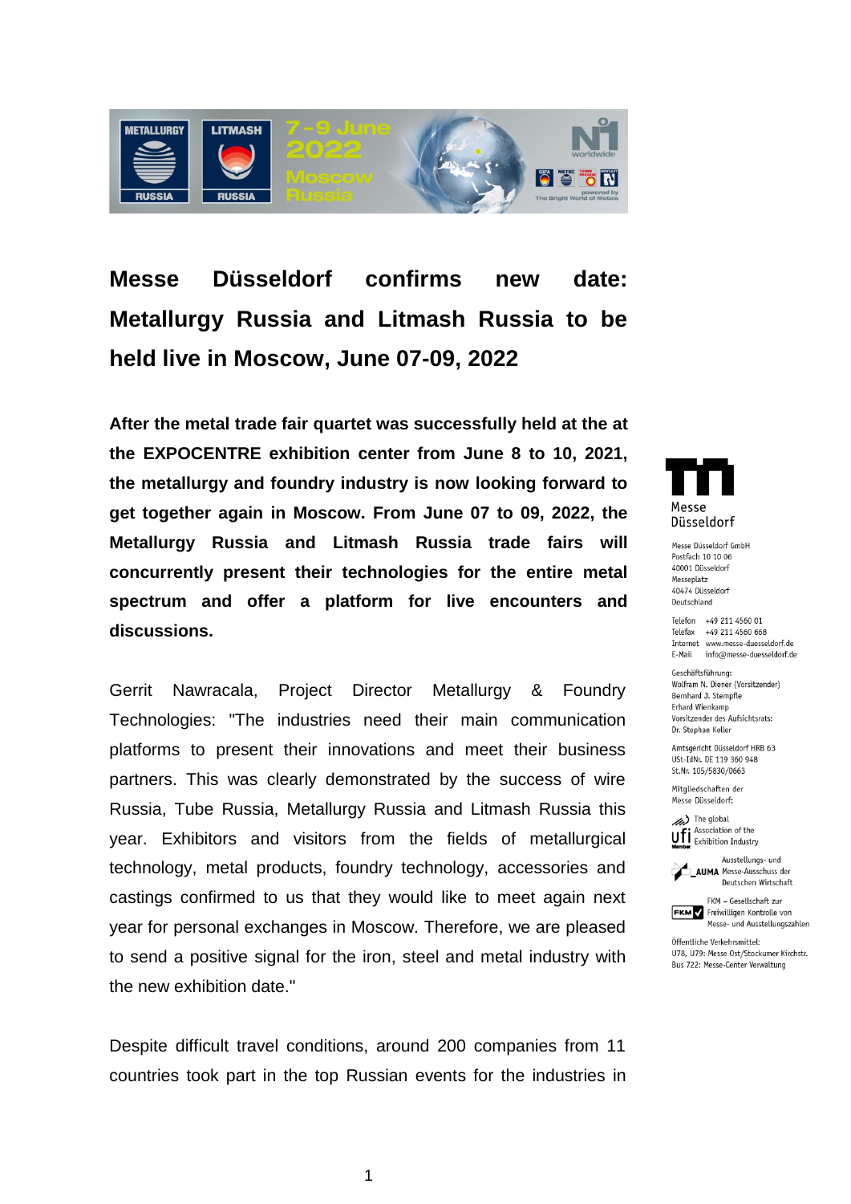# Messe Düsseldorf confirms new date: Metallurgy Russia and Litmash Russia to be held live in Moscow, June 07-09, 2022

**After the metal trade fair quartet was successfully held at the at the EXPOCENTRE exhibition center from June 8 to 10, 2021, the metallurgy and foundry industry is now looking forward to get together again in Moscow. From June 07 to 09, 2022, the Metallurgy Russia and Litmash Russia trade fairs will concurrently present their technologies for the entire metal spectrum and offer a platform for live encounters and discussions.**

Gerrit Nawracala, Project Director Metallurgy & Foundry Technologies: "The industries need their main communication platforms to present their innovations and meet their business partners. This was clearly demonstrated by the success of wire Russia, Tube Russia, Metallurgy Russia and Litmash Russia this year. Exhibitors and visitors from the fields of metallurgical technology, metal products, foundry technology, accessories and castings confirmed to us that they would like to meet again next year for personal exchanges in Moscow. Therefore, we are pleased to send a positive signal for the iron, steel and metal industry with the new exhibition date."

Despite difficult travel conditions, around 200 companies from 11 countries took part in the top Russian events for the industries in

Messe Düsseldorf

Messe Düsseldorf GmbH
Postfach 10 10 06
40001 Düsseldorf
Messeplatz
40474 Düsseldorf
Deutschland

Telefon +49 211 4560 01
Telefax +49 211 4560 668
Internet www.messe-duesseldorf.de
E-Mail info@messe-duesseldorf.de

Geschäftsführung:
Wolfram N. Diener (Vorsitzender)
Bernhard J. Stempfle
Erhard Wienkamp
Vorsitzender des Aufsichtsrats:
Dr. Stephan Keller

Amtsgericht Düsseldorf HRB 63
USt-IdNr. DE 119 360 948
St.Nr. 105/5830/0663

Mitgliedschaften der
Messe Düsseldorf:

ufi – The global Association of the Exhibition Industry

AUMA – Ausstellungs- und Messe-Ausschuss der Deutschen Wirtschaft

FKM – Gesellschaft zur Freiwilligen Kontrolle von Messe- und Ausstellungszahlen

Öffentliche Verkehrsmittel:
U78, U79: Messe Ost/Stockumer Kirchstr.
Bus 722: Messe-Center Verwaltung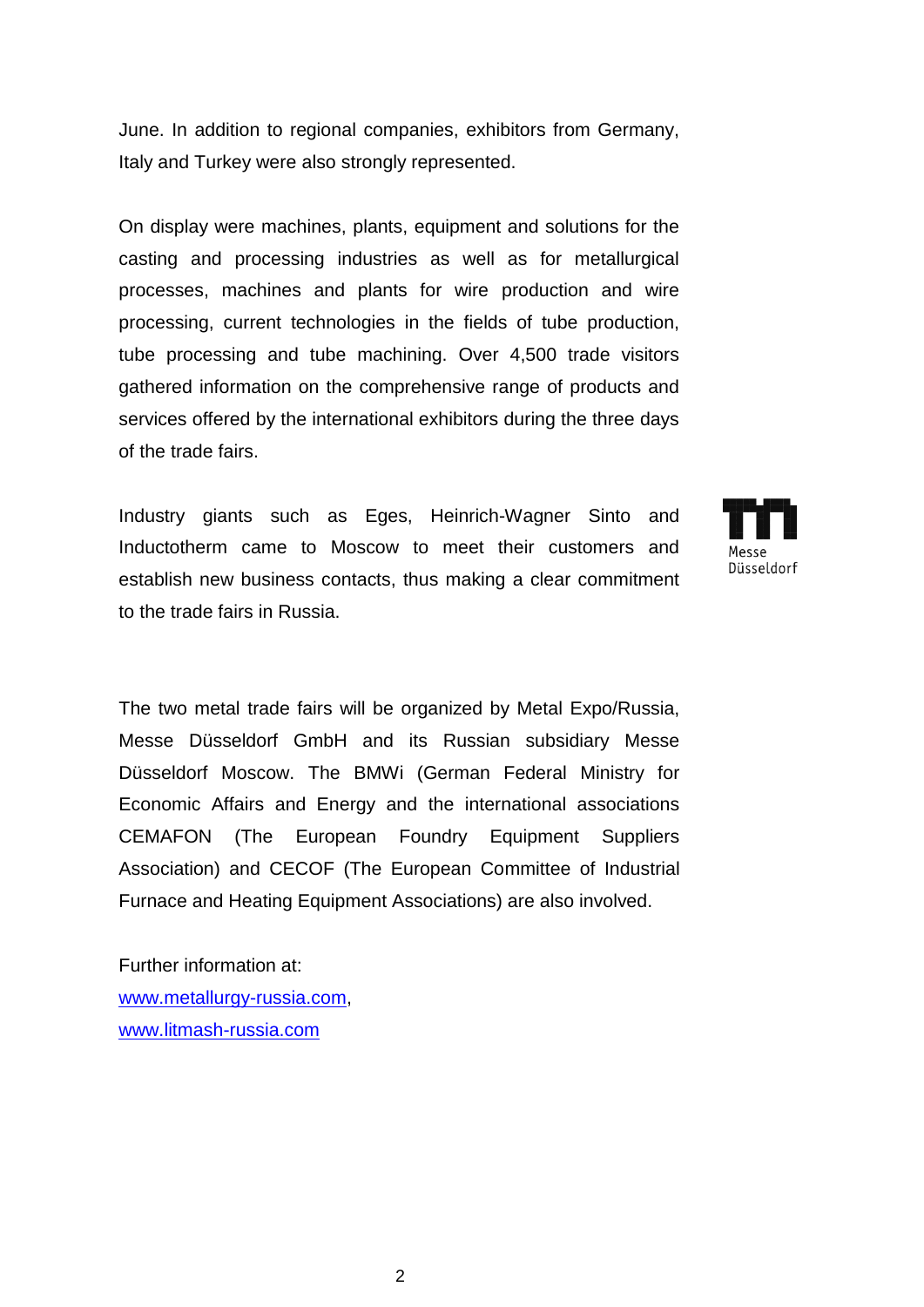June. In addition to regional companies, exhibitors from Germany, Italy and Turkey were also strongly represented.

On display were machines, plants, equipment and solutions for the casting and processing industries as well as for metallurgical processes, machines and plants for wire production and wire processing, current technologies in the fields of tube production, tube processing and tube machining. Over 4,500 trade visitors gathered information on the comprehensive range of products and services offered by the international exhibitors during the three days of the trade fairs.

Industry giants such as Eges, Heinrich-Wagner Sinto and Inductotherm came to Moscow to meet their customers and establish new business contacts, thus making a clear commitment to the trade fairs in Russia.

The two metal trade fairs will be organized by Metal Expo/Russia, Messe Düsseldorf GmbH and its Russian subsidiary Messe Düsseldorf Moscow. The BMWi (German Federal Ministry for Economic Affairs and Energy and the international associations CEMAFON (The European Foundry Equipment Suppliers Association) and CECOF (The European Committee of Industrial Furnace and Heating Equipment Associations) are also involved.

Further information at:
[www.metallurgy-russia.com](http://www.metallurgy-russia.com),
[www.litmash-russia.com](http://www.litmash-russia.com)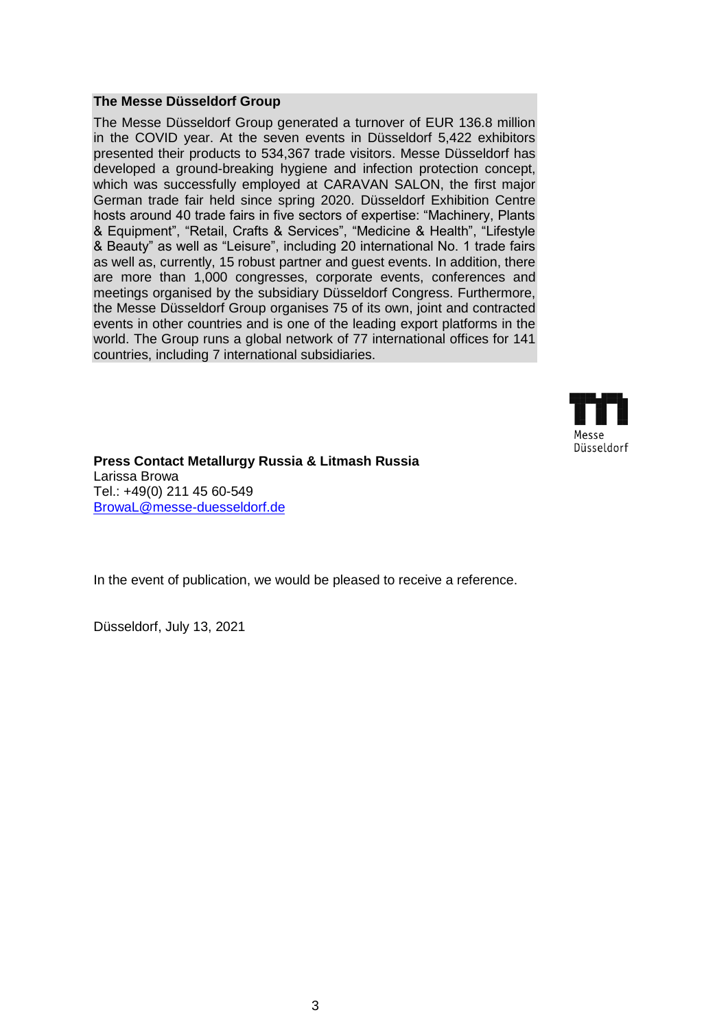**The Messe Düsseldorf Group**

The Messe Düsseldorf Group generated a turnover of EUR 136.8 million in the COVID year. At the seven events in Düsseldorf 5,422 exhibitors presented their products to 534,367 trade visitors. Messe Düsseldorf has developed a ground-breaking hygiene and infection protection concept, which was successfully employed at CARAVAN SALON, the first major German trade fair held since spring 2020. Düsseldorf Exhibition Centre hosts around 40 trade fairs in five sectors of expertise: "Machinery, Plants & Equipment", "Retail, Crafts & Services", "Medicine & Health", "Lifestyle & Beauty" as well as "Leisure", including 20 international No. 1 trade fairs as well as, currently, 15 robust partner and guest events. In addition, there are more than 1,000 congresses, corporate events, conferences and meetings organised by the subsidiary Düsseldorf Congress. Furthermore, the Messe Düsseldorf Group organises 75 of its own, joint and contracted events in other countries and is one of the leading export platforms in the world. The Group runs a global network of 77 international offices for 141 countries, including 7 international subsidiaries.

Messe Düsseldorf

**Press Contact Metallurgy Russia & Litmash Russia**
Larissa Browa
Tel.: +49(0) 211 45 60-549
BrowaL@messe-duesseldorf.de

In the event of publication, we would be pleased to receive a reference.

Düsseldorf, July 13, 2021